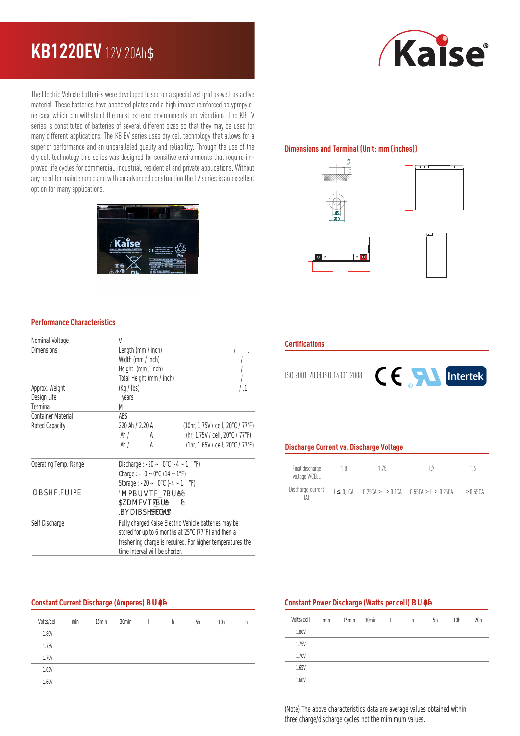# KB1220EV 12V 20Ah$

The Electric Vehicle batteries were developed based on a specialized grid as well as active material. These batteries have anchored plates and a high impact reinforced polypropylene case which can withstand the most extreme environments and vibrations. The KB EV series is constituted of batteries of several different sizes so that they may be used for many different applications. The KB EV series uses dry cell technology that allows for a superior performance and an unparalleled quality and reliability. Through the use of the dry cell technology this series was designed for sensitive environments that require improved life cycles for commercial, industrial, residential and private applications. Without any need for maintenance and with an advanced construction the EV series is an excellent option for many applications.

## Dimensions and Terminal (Unit: mm (inches))

6.5

M5

Ø10

## Performance Characteristics

| | | |
|---|---|---|
| Nominal Voltage | V | |
| Dimensions | Length (mm / inch) | / . |
| | Width (mm / inch) | / |
| | Height (mm / inch) | / |
| | Total Height (mm / inch) | / |
| Approx. Weight | (Kg / lbs) | / .1 |
| Design Life | years | |
| Terminal | M | |
| Container Material | ABS | |
| Rated Capacity | 220 Ah / 2.20 A | (10hr, 1.75V / cell, 20°C / 77°F) |
| | Ah / A | (hr, 1.75V / cell, 20°C / 77°F) |
| | Ah / A | (1hr, 1.65V / cell, 20°C / 77°F) |
| Operating Temp. Range | Discharge : -20 ~ 0°C (-4 ~ 1 °F) | |
| | Charge : - 0 ~ 0°C (14 ~ 1°F) | |
| | Storage : -20 ~ 0°C (-4 ~ 1 °F) | |
| CIBSHF.FUIPE | 'MPBUVTF_7BUè | |
| | $ZDMFVT7BUè è | |
| | .BYDIBSHFDVSSFOU | |
| Self Discharge | Fully charged Kaise Electric Vehicle batteries may be stored for up to 6 months at 25°C (77°F) and then a freshening charge is required. For higher temperatures the time interval will be shorter. | |

## Certifications

ISO 9001:2008 ISO 14001:2008

## Discharge Current vs. Discharge Voltage

| Final discharge voltage V/CELL | 1,8 | 1,75 | 1,7 | 1,6 |
|---|---|---|---|---|
| Discharge current (A) | I ≤ 0,1CA | 0.25CA ≥ I > 0.1CA | 0.55CA ≥ I > 0.25CA | I > 0.55CA |

## Constant Current Discharge (Amperes) BUè

| Volts/cell | min | 15min | 30min | | h | 5h | 10h | h |
|---|---|---|---|---|---|---|---|---|
| 1.80V | | | | | | | | |
| 1.75V | | | | | | | | |
| 1.70V | | | | | | | | |
| 1.65V | | | | | | | | |
| 1.60V | | | | | | | | |

## Constant Power Discharge (Watts per cell) BUè

| Volts/cell | min | 15min | 30min | | h | 5h | 10h | 20h |
|---|---|---|---|---|---|---|---|---|
| 1.80V | | | | | | | | |
| 1.75V | | | | | | | | |
| 1.70V | | | | | | | | |
| 1.65V | | | | | | | | |
| 1.60V | | | | | | | | |

(Note) The above characteristics data are average values obtained within three charge/discharge cycles not the mimimum values.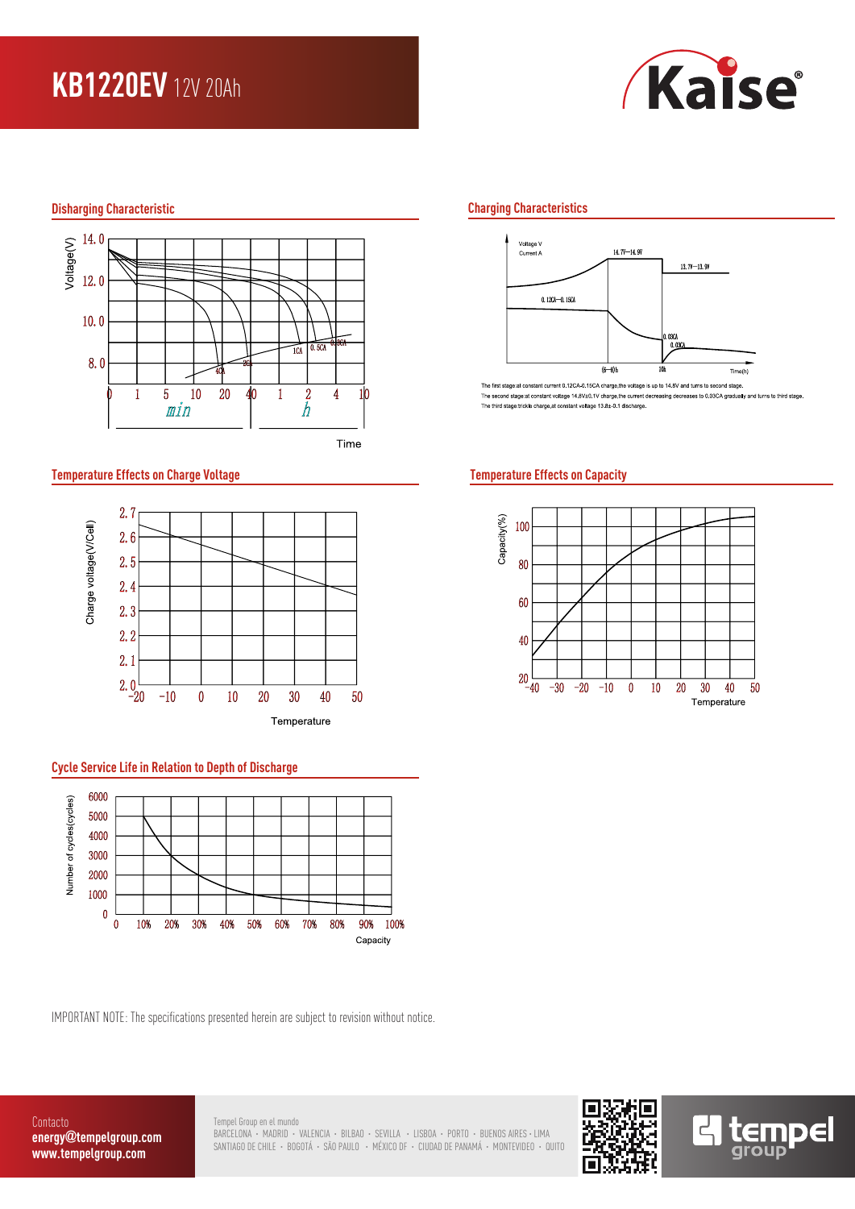# KB1220EV 12V 20Ah

Kaise®

## Disharging Characteristic

Voltage(V)

14.0
12.0
10.0
8.0

4CA 2CA 1CA 0.5CA 0.3CA

0 1 5 10 20 40 1 2 4 10

min h

Time

## Charging Characteristics

Voltage V
Current A

14.7V—14.9V

13.7V—13.9V

0.12CA—0.15CA

0.03CA
0.03CA

(6—8)h 10h Time(h)

The first stage:at constant current 0.12CA-0.15CA charge,the voltage is up to 14.8V and turns to second stage.
The second stage:at constant voltage 14.8V±0.1V charge,the current decreasing decreases to 0.03CA gradually and turns to third stage.
The third stage:trickle charge,at constant voltage 13.8±0.1 discharge.

## Temperature Effects on Charge Voltage

Charge voltage(V/Cell)

2.7
2.6
2.5
2.4
2.3
2.2
2.1
2.0

-20 -10 0 10 20 30 40 50

Temperature

## Temperature Effects on Capacity

Capacity(%)

100
80
60
40
20

-40 -30 -20 -10 0 10 20 30 40 50

Temperature

## Cycle Service Life in Relation to Depth of Discharge

Number of cycles(cycles)

6000
5000
4000
3000
2000
1000
0

0 10% 20% 30% 40% 50% 60% 70% 80% 90% 100%

Capacity

IMPORTANT NOTE: The specifications presented herein are subject to revision without notice.

Contacto
**energy@tempelgroup.com**
**www.tempelgroup.com**

Tempel Group en el mundo
BARCELONA · MADRID · VALENCIA · BILBAO · SEVILLA · LISBOA · PORTO · BUENOS AIRES · LIMA
SANTIAGO DE CHILE · BOGOTÁ · SÃO PAULO · MÉXICO DF · CIUDAD DE PANAMÁ · MONTEVIDEO · QUITO

tempel group